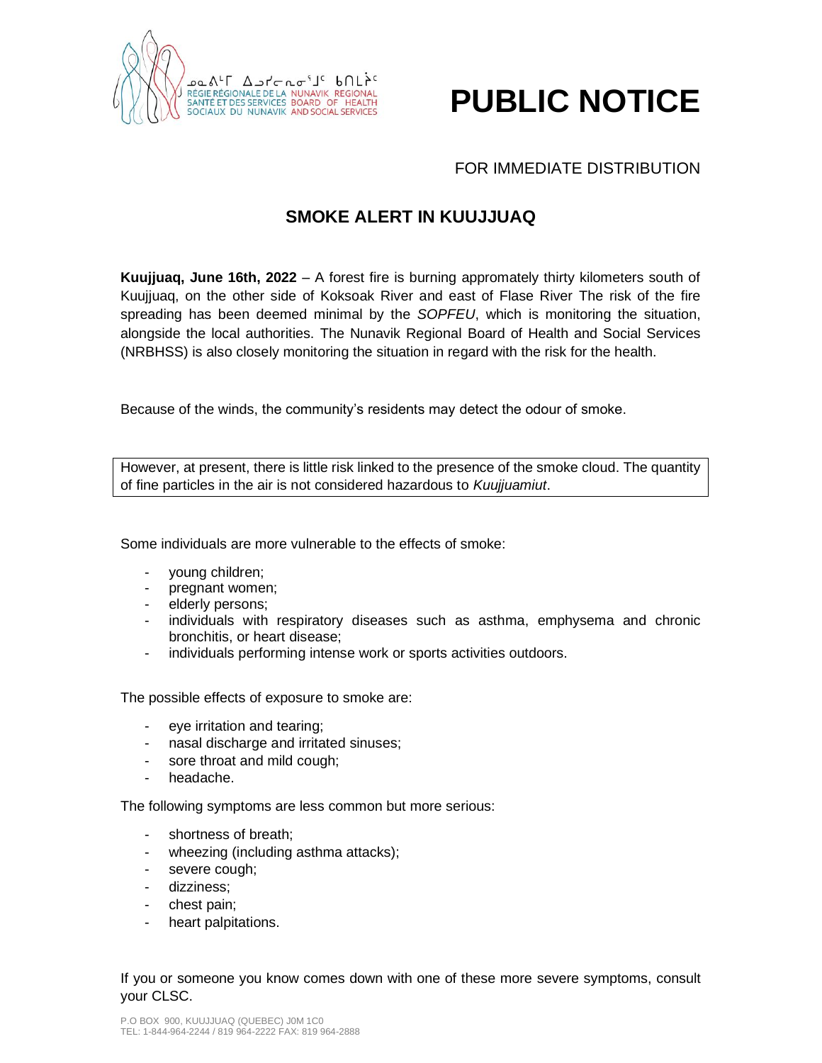ᓄᓇᕕᒻᒥ ᐃᓅᓯᓕᕆᓂᕐᒧᑦ ᑲᑎᒪᔨᑦ
RÉGIE RÉGIONALE DE LA SANTÉ ET DES SERVICES SOCIAUX DU NUNAVIK
NUNAVIK REGIONAL BOARD OF HEALTH AND SOCIAL SERVICES

# PUBLIC NOTICE

FOR IMMEDIATE DISTRIBUTION

## SMOKE ALERT IN KUUJJUAQ

**Kuujjuaq, June 16th, 2022** – A forest fire is burning appromately thirty kilometers south of Kuujjuaq, on the other side of Koksoak River and east of Flase River The risk of the fire spreading has been deemed minimal by the *SOPFEU*, which is monitoring the situation, alongside the local authorities. The Nunavik Regional Board of Health and Social Services (NRBHSS) is also closely monitoring the situation in regard with the risk for the health.

Because of the winds, the community's residents may detect the odour of smoke.

However, at present, there is little risk linked to the presence of the smoke cloud. The quantity of fine particles in the air is not considered hazardous to *Kuujjuamiut*.

Some individuals are more vulnerable to the effects of smoke:

- young children;
- pregnant women;
- elderly persons;
- individuals with respiratory diseases such as asthma, emphysema and chronic bronchitis, or heart disease;
- individuals performing intense work or sports activities outdoors.

The possible effects of exposure to smoke are:

- eye irritation and tearing;
- nasal discharge and irritated sinuses;
- sore throat and mild cough;
- headache.

The following symptoms are less common but more serious:

- shortness of breath;
- wheezing (including asthma attacks);
- severe cough;
- dizziness;
- chest pain;
- heart palpitations.

If you or someone you know comes down with one of these more severe symptoms, consult your CLSC.

P.O BOX 900, KUUJJUAQ (QUEBEC) J0M 1C0
TEL: 1-844-964-2244 / 819 964-2222 FAX: 819 964-2888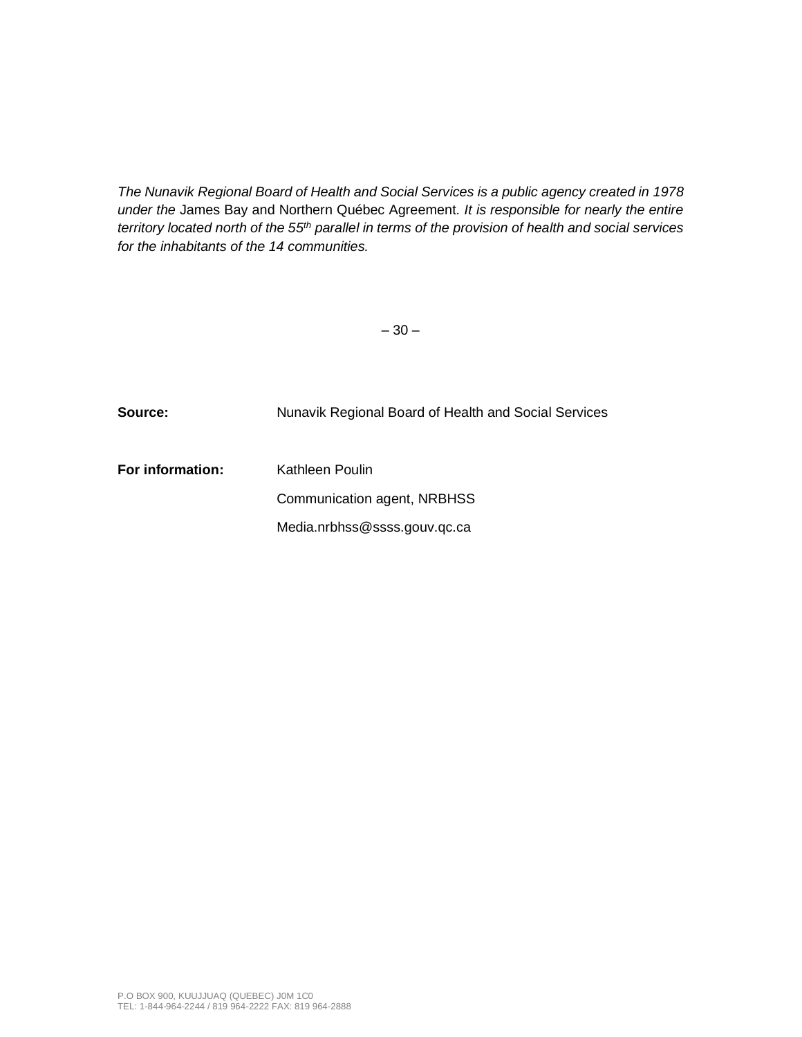*The Nunavik Regional Board of Health and Social Services is a public agency created in 1978 under the* James Bay and Northern Québec Agreement*. It is responsible for nearly the entire territory located north of the 55th parallel in terms of the provision of health and social services for the inhabitants of the 14 communities.*

– 30 –

**Source:** Nunavik Regional Board of Health and Social Services

**For information:** Kathleen Poulin

Communication agent, NRBHSS

Media.nrbhss@ssss.gouv.qc.ca

P.O BOX 900, KUUJJUAQ (QUEBEC) J0M 1C0
TEL: 1-844-964-2244 / 819 964-2222 FAX: 819 964-2888